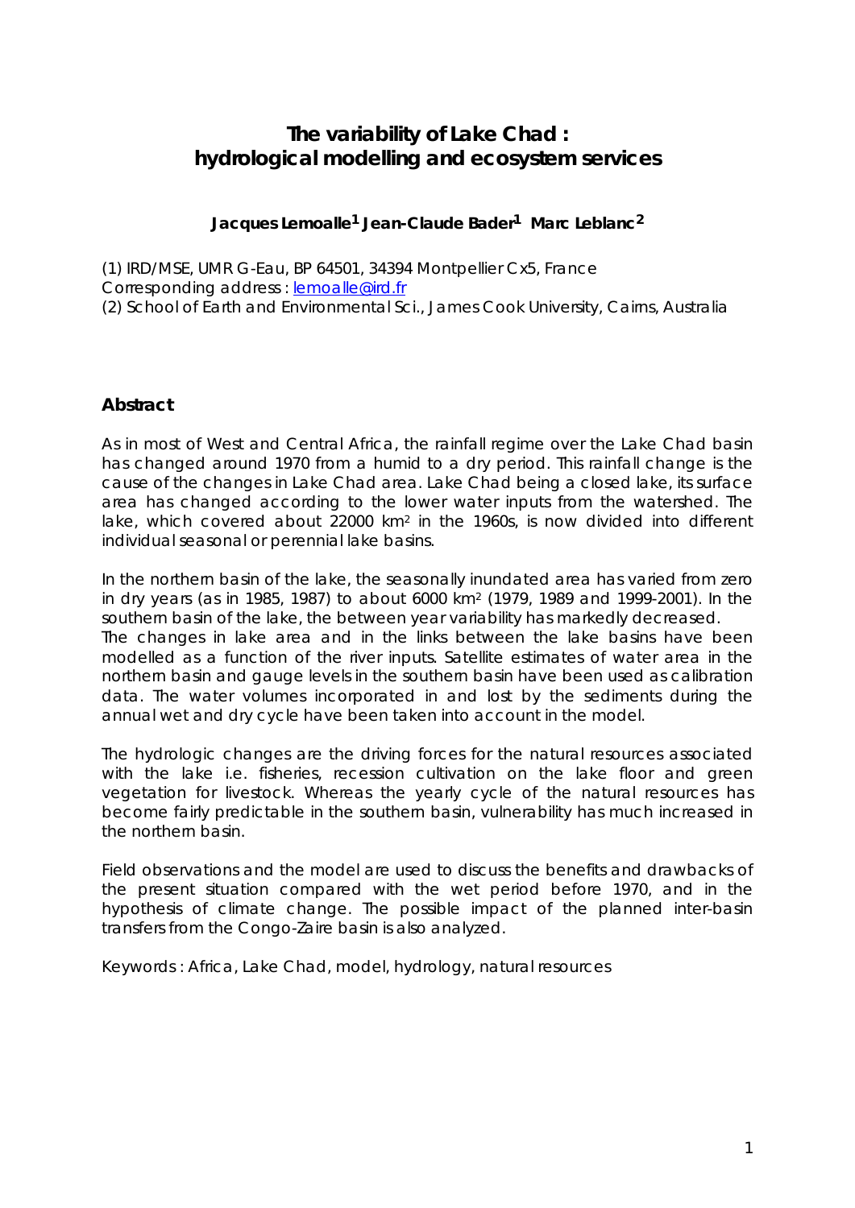# The variability of Lake Chad : hydrological modelling and ecosystem services

**Jacques Lemoalle[1] Jean-Claude Bader[1] Marc Leblanc[2]**

(1) IRD/MSE, UMR G-Eau, BP 64501, 34394 Montpellier Cx5, France
Corresponding address : lemoalle@ird.fr
(2) School of Earth and Environmental Sci., James Cook University, Cairns, Australia

## Abstract

As in most of West and Central Africa, the rainfall regime over the Lake Chad basin has changed around 1970 from a humid to a dry period. This rainfall change is the cause of the changes in Lake Chad area. Lake Chad being a closed lake, its surface area has changed according to the lower water inputs from the watershed. The lake, which covered about 22000 km$^2$ in the 1960s, is now divided into different individual seasonal or perennial lake basins.

In the northern basin of the lake, the seasonally inundated area has varied from zero in dry years (as in 1985, 1987) to about 6000 km$^2$ (1979, 1989 and 1999-2001). In the southern basin of the lake, the between year variability has markedly decreased. The changes in lake area and in the links between the lake basins have been modelled as a function of the river inputs. Satellite estimates of water area in the northern basin and gauge levels in the southern basin have been used as calibration data. The water volumes incorporated in and lost by the sediments during the annual wet and dry cycle have been taken into account in the model.

The hydrologic changes are the driving forces for the natural resources associated with the lake i.e. fisheries, recession cultivation on the lake floor and green vegetation for livestock. Whereas the yearly cycle of the natural resources has become fairly predictable in the southern basin, vulnerability has much increased in the northern basin.

Field observations and the model are used to discuss the benefits and drawbacks of the present situation compared with the wet period before 1970, and in the hypothesis of climate change. The possible impact of the planned inter-basin transfers from the Congo-Zaire basin is also analyzed.

Keywords : Africa, Lake Chad, model, hydrology, natural resources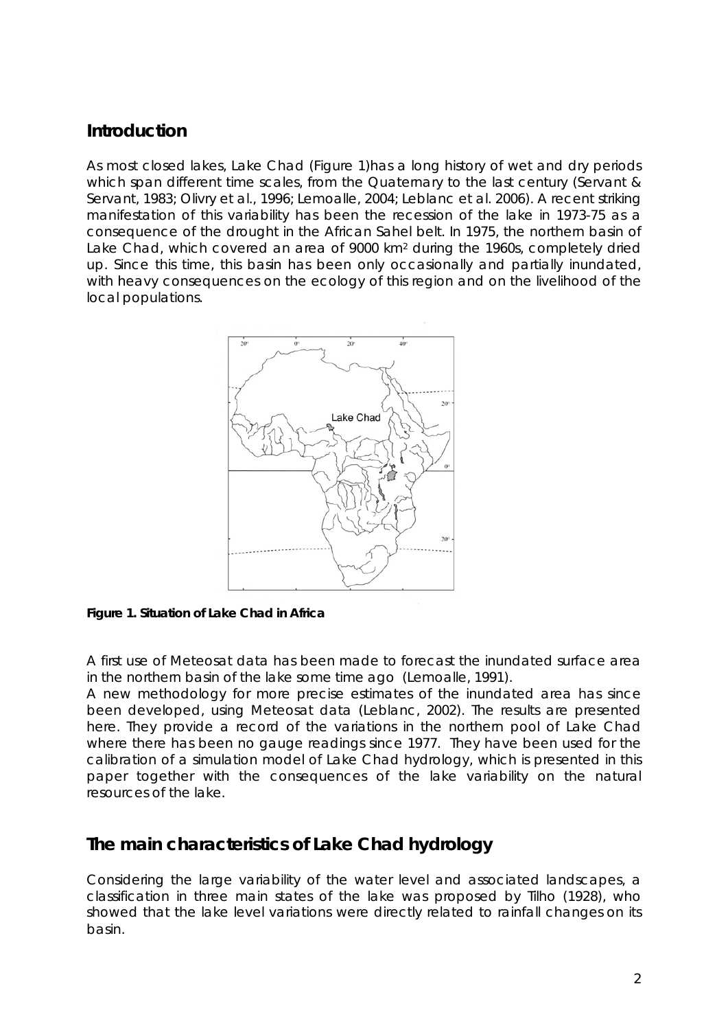## Introduction

As most closed lakes, Lake Chad (Figure 1)has a long history of wet and dry periods which span different time scales, from the Quaternary to the last century (Servant & Servant, 1983; Olivry et al., 1996; Lemoalle, 2004; Leblanc et al. 2006). A recent striking manifestation of this variability has been the recession of the lake in 1973-75 as a consequence of the drought in the African Sahel belt. In 1975, the northern basin of Lake Chad, which covered an area of 9000 km$^2$ during the 1960s, completely dried up. Since this time, this basin has been only occasionally and partially inundated, with heavy consequences on the ecology of this region and on the livelihood of the local populations.

**Figure 1. Situation of Lake Chad in Africa**

A first use of Meteosat data has been made to forecast the inundated surface area in the northern basin of the lake some time ago (Lemoalle, 1991).

A new methodology for more precise estimates of the inundated area has since been developed, using Meteosat data (Leblanc, 2002). The results are presented here. They provide a record of the variations in the northern pool of Lake Chad where there has been no gauge readings since 1977. They have been used for the calibration of a simulation model of Lake Chad hydrology, which is presented in this paper together with the consequences of the lake variability on the natural resources of the lake.

## The main characteristics of Lake Chad hydrology

Considering the large variability of the water level and associated landscapes, a classification in three main states of the lake was proposed by Tilho (1928), who showed that the lake level variations were directly related to rainfall changes on its basin.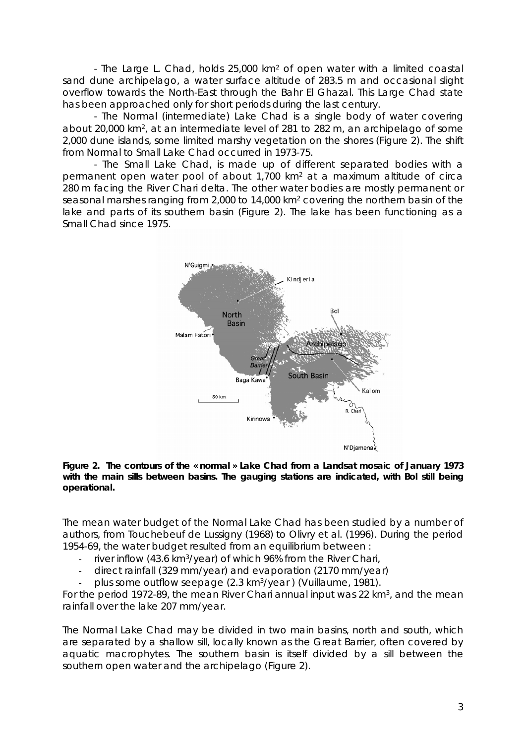- The Large L. Chad, holds 25,000 km$^2$ of open water with a limited coastal sand dune archipelago, a water surface altitude of 283.5 m and occasional slight overflow towards the North-East through the Bahr El Ghazal. This Large Chad state has been approached only for short periods during the last century.

- The Normal (intermediate) Lake Chad is a single body of water covering about 20,000 km$^2$, at an intermediate level of 281 to 282 m, an archipelago of some 2,000 dune islands, some limited marshy vegetation on the shores (Figure 2). The shift from Normal to Small Lake Chad occurred in 1973-75.

- The Small Lake Chad, is made up of different separated bodies with a permanent open water pool of about 1,700 km$^2$ at a maximum altitude of circa 280 m facing the River Chari delta. The other water bodies are mostly permanent or seasonal marshes ranging from 2,000 to 14,000 km$^2$ covering the northern basin of the lake and parts of its southern basin (Figure 2). The lake has been functioning as a Small Chad since 1975.

**Figure 2. The contours of the « normal » Lake Chad from a Landsat mosaic of January 1973 with the main sills between basins. The gauging stations are indicated, with Bol still being operational.**

The mean water budget of the Normal Lake Chad has been studied by a number of authors, from Touchebeuf de Lussigny (1968) to Olivry et al. (1996). During the period 1954-69, the water budget resulted from an equilibrium between :

- river inflow (43.6 km$^3$/year) of which 96% from the River Chari,
- direct rainfall (329 mm/year) and evaporation (2170 mm/year)
- plus some outflow seepage (2.3 km$^3$/year ) (Vuillaume, 1981).

For the period 1972-89, the mean River Chari annual input was 22 km$^3$, and the mean rainfall over the lake 207 mm/year.

The Normal Lake Chad may be divided in two main basins, north and south, which are separated by a shallow sill, locally known as the Great Barrier, often covered by aquatic macrophytes. The southern basin is itself divided by a sill between the southern open water and the archipelago (Figure 2).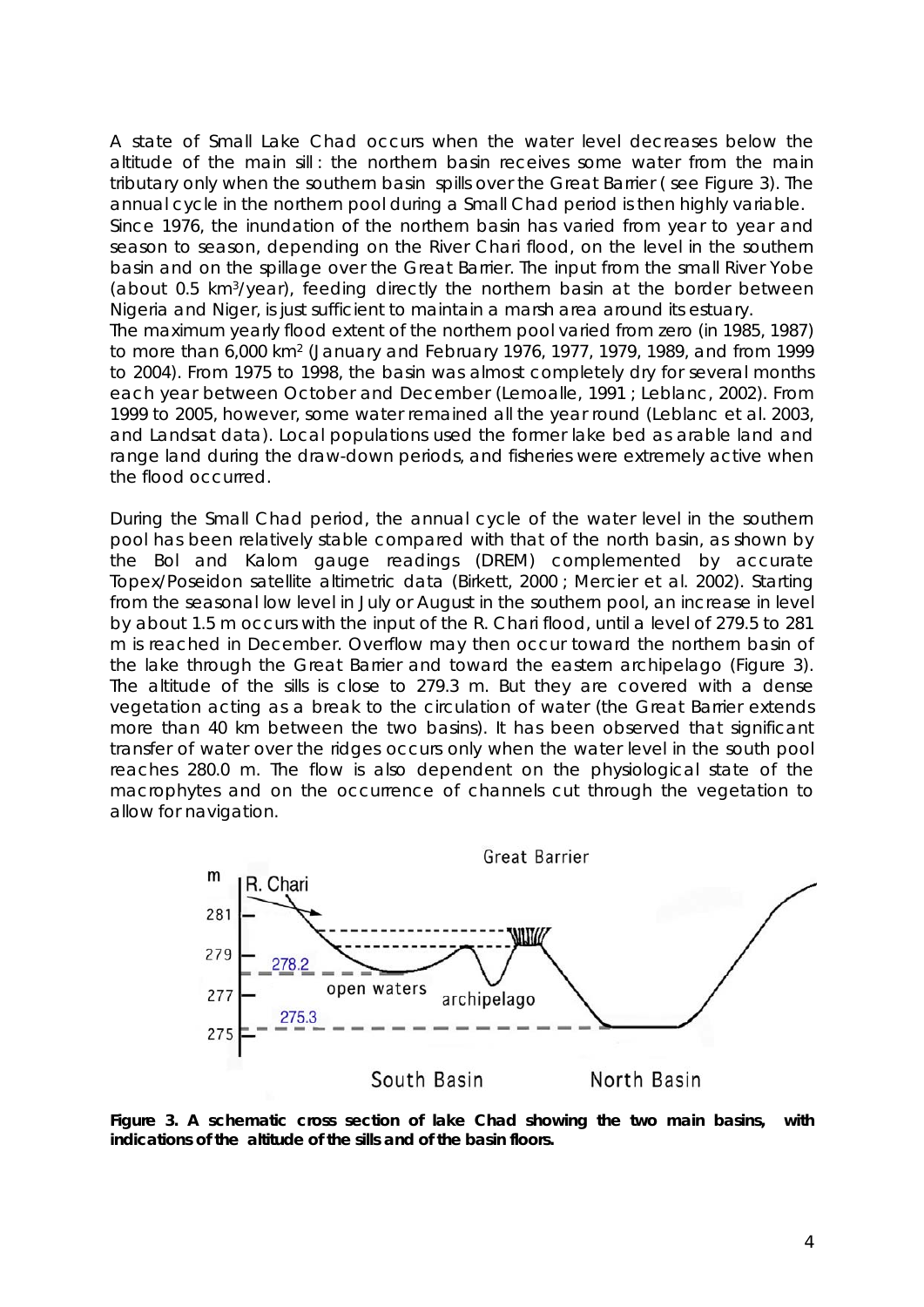A state of Small Lake Chad occurs when the water level decreases below the altitude of the main sill : the northern basin receives some water from the main tributary only when the southern basin spills over the Great Barrier ( see Figure 3). The annual cycle in the northern pool during a Small Chad period is then highly variable.
Since 1976, the inundation of the northern basin has varied from year to year and season to season, depending on the River Chari flood, on the level in the southern basin and on the spillage over the Great Barrier. The input from the small River Yobe (about 0.5 km$^3$/year), feeding directly the northern basin at the border between Nigeria and Niger, is just sufficient to maintain a marsh area around its estuary.
The maximum yearly flood extent of the northern pool varied from zero (in 1985, 1987) to more than 6,000 km$^2$ (January and February 1976, 1977, 1979, 1989, and from 1999 to 2004). From 1975 to 1998, the basin was almost completely dry for several months each year between October and December (Lemoalle, 1991 ; Leblanc, 2002). From 1999 to 2005, however, some water remained all the year round (Leblanc et al. 2003, and Landsat data). Local populations used the former lake bed as arable land and range land during the draw-down periods, and fisheries were extremely active when the flood occurred.

During the Small Chad period, the annual cycle of the water level in the southern pool has been relatively stable compared with that of the north basin, as shown by the Bol and Kalom gauge readings (DREM) complemented by accurate Topex/Poseidon satellite altimetric data (Birkett, 2000 ; Mercier et al. 2002). Starting from the seasonal low level in July or August in the southern pool, an increase in level by about 1.5 m occurs with the input of the R. Chari flood, until a level of 279.5 to 281 m is reached in December. Overflow may then occur toward the northern basin of the lake through the Great Barrier and toward the eastern archipelago (Figure 3). The altitude of the sills is close to 279.3 m. But they are covered with a dense vegetation acting as a break to the circulation of water (the Great Barrier extends more than 40 km between the two basins). It has been observed that significant transfer of water over the ridges occurs only when the water level in the south pool reaches 280.0 m. The flow is also dependent on the physiological state of the macrophytes and on the occurrence of channels cut through the vegetation to allow for navigation.

**Figure 3. A schematic cross section of lake Chad showing the two main basins, with indications of the altitude of the sills and of the basin floors.**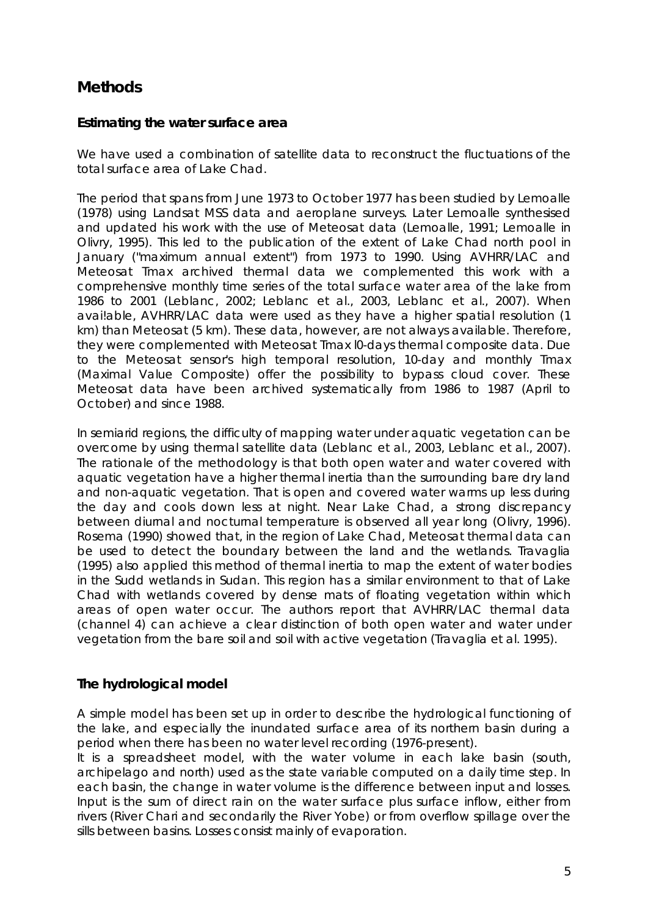## Methods

### Estimating the water surface area

We have used a combination of satellite data to reconstruct the fluctuations of the total surface area of Lake Chad.

The period that spans from June 1973 to October 1977 has been studied by Lemoalle (1978) using Landsat MSS data and aeroplane surveys. Later Lemoalle synthesised and updated his work with the use of Meteosat data (Lemoalle, 1991; Lemoalle in Olivry, 1995). This led to the publication of the extent of Lake Chad north pool in January ("maximum annual extent") from 1973 to 1990. Using AVHRR/LAC and Meteosat Tmax archived thermal data we complemented this work with a comprehensive monthly time series of the total surface water area of the lake from 1986 to 2001 (Leblanc, 2002; Leblanc et al., 2003, Leblanc et al., 2007). When avai!able, AVHRR/LAC data were used as they have a higher spatial resolution (1 km) than Meteosat (5 km). These data, however, are not always available. Therefore, they were complemented with Meteosat Tmax l0-days thermal composite data. Due to the Meteosat sensor's high temporal resolution, 10-day and monthly Tmax (Maximal Value Composite) offer the possibility to bypass cloud cover. These Meteosat data have been archived systematically from 1986 to 1987 (April to October) and since 1988.

In semiarid regions, the difficulty of mapping water under aquatic vegetation can be overcome by using thermal satellite data (Leblanc et al., 2003, Leblanc et al., 2007). The rationale of the methodology is that both open water and water covered with aquatic vegetation have a higher thermal inertia than the surrounding bare dry land and non-aquatic vegetation. That is open and covered water warms up less during the day and cools down less at night. Near Lake Chad, a strong discrepancy between diurnal and nocturnal temperature is observed all year long (Olivry, 1996). Rosema (1990) showed that, in the region of Lake Chad, Meteosat thermal data can be used to detect the boundary between the land and the wetlands. Travaglia (1995) also applied this method of thermal inertia to map the extent of water bodies in the Sudd wetlands in Sudan. This region has a similar environment to that of Lake Chad with wetlands covered by dense mats of floating vegetation within which areas of open water occur. The authors report that AVHRR/LAC thermal data (channel 4) can achieve a clear distinction of both open water and water under vegetation from the bare soil and soil with active vegetation (Travaglia et al. 1995).

### The hydrological model

A simple model has been set up in order to describe the hydrological functioning of the lake, and especially the inundated surface area of its northern basin during a period when there has been no water level recording (1976-present).

It is a spreadsheet model, with the water volume in each lake basin (south, archipelago and north) used as the state variable computed on a daily time step. In each basin, the change in water volume is the difference between input and losses. Input is the sum of direct rain on the water surface plus surface inflow, either from rivers (River Chari and secondarily the River Yobe) or from overflow spillage over the sills between basins. Losses consist mainly of evaporation.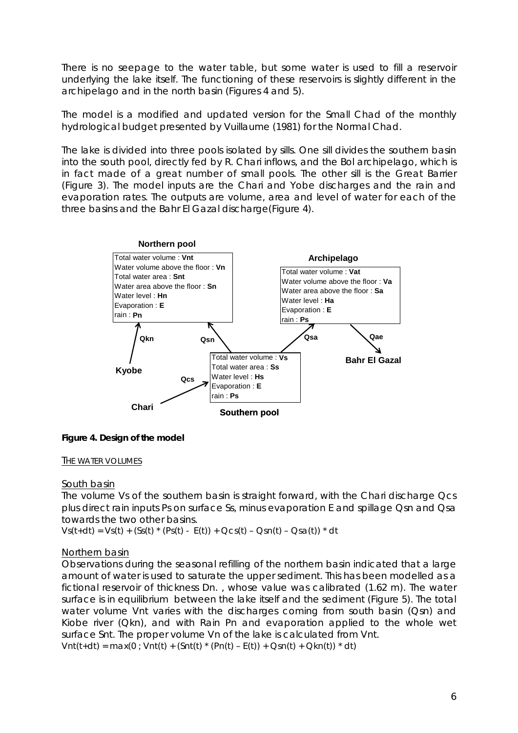There is no seepage to the water table, but some water is used to fill a reservoir underlying the lake itself. The functioning of these reservoirs is slightly different in the archipelago and in the north basin (Figures 4 and 5).

The model is a modified and updated version for the Small Chad of the monthly hydrological budget presented by Vuillaume (1981) for the Normal Chad.

The lake is divided into three pools isolated by sills. One sill divides the southern basin into the south pool, directly fed by R. Chari inflows, and the Bol archipelago, which is in fact made of a great number of small pools. The other sill is the Great Barrier (Figure 3). The model inputs are the Chari and Yobe discharges and the rain and evaporation rates. The outputs are volume, area and level of water for each of the three basins and the Bahr El Gazal discharge(Figure 4).

**Northern pool**
Total water volume : **Vnt**
Water volume above the floor : **Vn**
Total water area : **Snt**
Water area above the floor : **Sn**
Water level : **Hn**
Evaporation : **E**
rain : **Pn**

**Archipelago**
Total water volume : **Vat**
Water volume above the floor : **Va**
Water area above the floor : **Sa**
Water level : **Ha**
Evaporation : **E**
rain : **Ps**

**Southern pool**
Total water volume : **Vs**
Total water area : **Ss**
Water level : **Hs**
Evaporation : **E**
rain : **Ps**

**Kyobe** → **Qkn** → Northern pool; **Chari** → **Qcs** → Southern pool; Southern pool → **Qsn** → Northern pool; Southern pool → **Qsa** → Archipelago; Archipelago → **Qae** → **Bahr El Gazal**

**Figure 4. Design of the model**

THE WATER VOLUMES

South basin

The volume Vs of the southern basin is straight forward, with the Chari discharge Qcs plus direct rain inputs Ps on surface Ss, minus evaporation E and spillage Qsn and Qsa towards the two other basins.

$$Vs(t+dt) = Vs(t) + (Ss(t) * (Ps(t) - E(t)) + Qcs(t) - Qsn(t) - Qsa(t)) * dt$$

Northern basin

Observations during the seasonal refilling of the northern basin indicated that a large amount of water is used to saturate the upper sediment. This has been modelled as a fictional reservoir of thickness Dn. , whose value was calibrated (1.62 m). The water surface is in equilibrium between the lake itself and the sediment (Figure 5). The total water volume Vnt varies with the discharges coming from south basin (Qsn) and Kiobe river (Qkn), and with Rain Pn and evaporation applied to the whole wet surface Snt. The proper volume Vn of the lake is calculated from Vnt.

$$Vnt(t+dt) = max(0 ; Vnt(t) + (Snt(t) * (Pn(t) - E(t)) + Qsn(t) + Qkn(t)) * dt)$$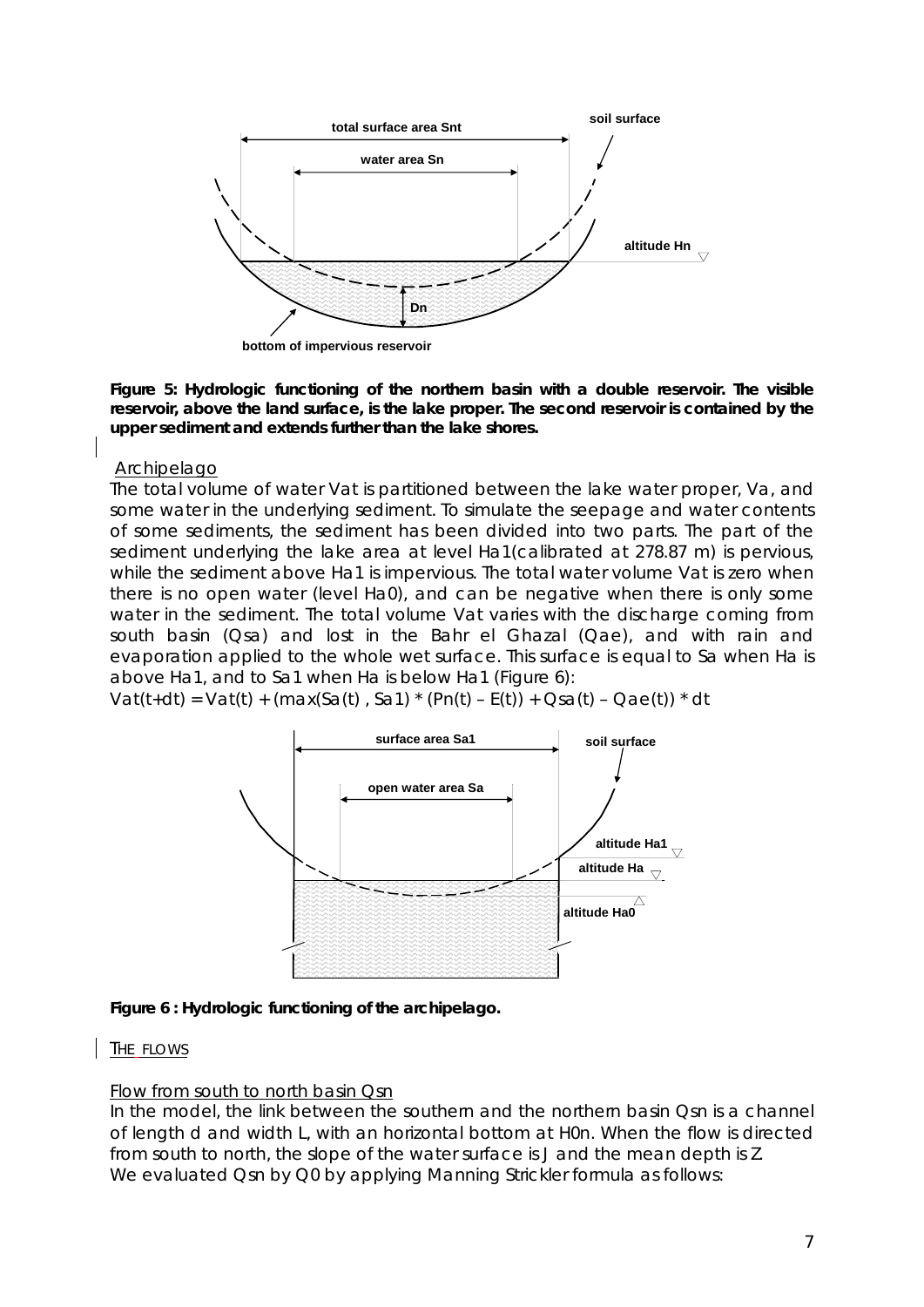**Figure 5: Hydrologic functioning of the northern basin with a double reservoir. The visible reservoir, above the land surface, is the lake proper. The second reservoir is contained by the upper sediment and extends further than the lake shores.**

Archipelago

The total volume of water Vat is partitioned between the lake water proper, Va, and some water in the underlying sediment. To simulate the seepage and water contents of some sediments, the sediment has been divided into two parts. The part of the sediment underlying the lake area at level Ha1(calibrated at 278.87 m) is pervious, while the sediment above Ha1 is impervious. The total water volume Vat is zero when there is no open water (level Ha0), and can be negative when there is only some water in the sediment. The total volume Vat varies with the discharge coming from south basin (Qsa) and lost in the Bahr el Ghazal (Qae), and with rain and evaporation applied to the whole wet surface. This surface is equal to Sa when Ha is above Ha1, and to Sa1 when Ha is below Ha1 (Figure 6):

$$Vat(t+dt) = Vat(t) + (\max(Sa(t)\ ,\ Sa1) * (Pn(t) - E(t)) + Qsa(t) - Qae(t)) * dt$$

**Figure 6 : Hydrologic functioning of the archipelago.**

THE FLOWS

Flow from south to north basin Qsn

In the model, the link between the southern and the northern basin Qsn is a channel of length d and width L, with an horizontal bottom at H0n. When the flow is directed from south to north, the slope of the water surface is J and the mean depth is Z.
We evaluated Qsn by Q0 by applying Manning Strickler formula as follows: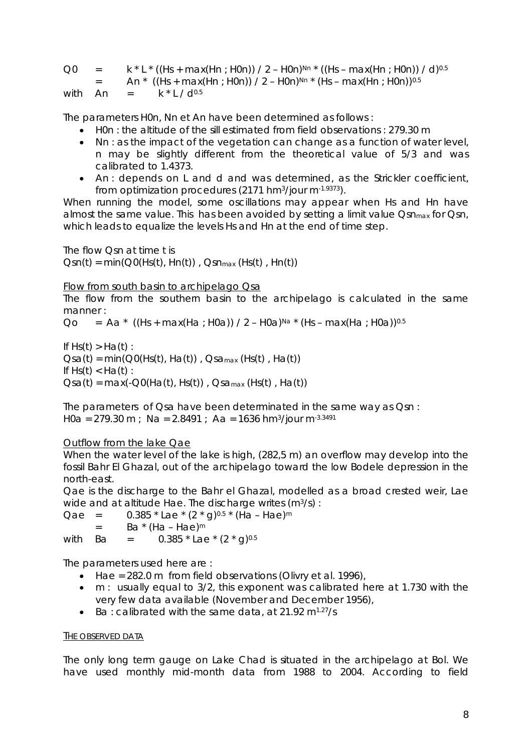$$Q0 = k * L * ((Hs + \max(Hn ; H0n)) / 2 - H0n)^{Nn} * ((Hs - \max(Hn ; H0n)) / d)^{0.5}$$

$$= An * ((Hs + \max(Hn ; H0n)) / 2 - H0n)^{Nn} * (Hs - \max(Hn ; H0n))^{0.5}$$

with $An = k * L / d^{0.5}$

The parameters H0n, Nn et An have been determined as follows :

- H0n : the altitude of the sill estimated from field observations : 279.30 m
- Nn : as the impact of the vegetation can change as a function of water level, n may be slightly different from the theoretical value of 5/3 and was calibrated to 1.4373.
- An : depends on L and d and was determined, as the Strickler coefficient, from optimization procedures (2171 $hm^3/jour\ m^{-1.9373}$).

When running the model, some oscillations may appear when Hs and Hn have almost the same value. This has been avoided by setting a limit value $Qsn_{max}$ for Qsn, which leads to equalize the levels Hs and Hn at the end of time step.

The flow Qsn at time t is

$Qsn(t) = \min(Q0(Hs(t), Hn(t)) , Qsn_{max} (Hs(t) , Hn(t))$

Flow from south basin to archipelago Qsa

The flow from the southern basin to the archipelago is calculated in the same manner :

$$Qo = Aa * ((Hs + \max(Ha ; H0a)) / 2 - H0a)^{Na} * (Hs - \max(Ha ; H0a))^{0.5}$$

If $Hs(t) > Ha(t)$ :

$Qsa(t) = \min(Q0(Hs(t), Ha(t)) , Qsa_{max} (Hs(t) , Ha(t))$

If $Hs(t) < Ha(t)$ :

$Qsa(t) = \max(-Q0(Ha(t), Hs(t)) , Qsa_{max} (Hs(t) , Ha(t))$

The parameters of Qsa have been determinated in the same way as Qsn :

H0a = 279.30 m ; Na = 2.8491 ; Aa = 1636 $hm^3/jour\ m^{-3.3491}$

Outflow from the lake Qae

When the water level of the lake is high, (282,5 m) an overflow may develop into the fossil Bahr El Ghazal, out of the archipelago toward the low Bodele depression in the north-east.

Qae is the discharge to the Bahr el Ghazal, modelled as a broad crested weir, Lae wide and at altitude Hae. The discharge writes ($m^3/s$) :

$$Qae = 0.385 * Lae * (2 * g)^{0.5} * (Ha - Hae)^m$$

$$= Ba * (Ha - Hae)^m$$

with $Ba = 0.385 * Lae * (2 * g)^{0.5}$

The parameters used here are :

- Hae = 282.0 m from field observations (Olivry et al. 1996),
- m : usually equal to 3/2, this exponent was calibrated here at 1.730 with the very few data available (November and December 1956),
- Ba : calibrated with the same data, at 21.92 $m^{1.27}/s$

THE OBSERVED DATA

The only long term gauge on Lake Chad is situated in the archipelago at Bol. We have used monthly mid-month data from 1988 to 2004. According to field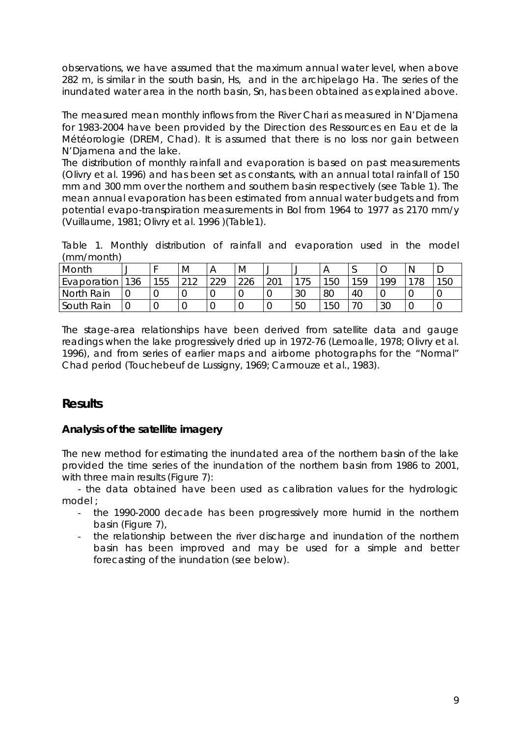observations, we have assumed that the maximum annual water level, when above 282 m, is similar in the south basin, Hs, and in the archipelago Ha. The series of the inundated water area in the north basin, Sn, has been obtained as explained above.

The measured mean monthly inflows from the River Chari as measured in N'Djamena for 1983-2004 have been provided by the Direction des Ressources en Eau et de la Météorologie (DREM, Chad). It is assumed that there is no loss nor gain between N'Djamena and the lake.

The distribution of monthly rainfall and evaporation is based on past measurements (Olivry et al. 1996) and has been set as constants, with an annual total rainfall of 150 mm and 300 mm over the northern and southern basin respectively (see Table 1). The mean annual evaporation has been estimated from annual water budgets and from potential evapo-transpiration measurements in Bol from 1964 to 1977 as 2170 mm/y (Vuillaume, 1981; Olivry et al. 1996 )(Table1).

Table 1. Monthly distribution of rainfall and evaporation used in the model (mm/month)

| Month | J | F | M | A | M | J | J | A | S | O | N | D |
|---|---|---|---|---|---|---|---|---|---|---|---|---|
| Evaporation | 136 | 155 | 212 | 229 | 226 | 201 | 175 | 150 | 159 | 199 | 178 | 150 |
| North Rain | 0 | 0 | 0 | 0 | 0 | 0 | 30 | 80 | 40 | 0 | 0 | 0 |
| South Rain | 0 | 0 | 0 | 0 | 0 | 0 | 50 | 150 | 70 | 30 | 0 | 0 |

The stage-area relationships have been derived from satellite data and gauge readings when the lake progressively dried up in 1972-76 (Lemoalle, 1978; Olivry et al. 1996), and from series of earlier maps and airborne photographs for the "Normal" Chad period (Touchebeuf de Lussigny, 1969; Carmouze et al., 1983).

## Results

### Analysis of the satellite imagery

The new method for estimating the inundated area of the northern basin of the lake provided the time series of the inundation of the northern basin from 1986 to 2001, with three main results (Figure 7):

- the data obtained have been used as calibration values for the hydrologic model ;
- the 1990-2000 decade has been progressively more humid in the northern basin (Figure 7),
- the relationship between the river discharge and inundation of the northern basin has been improved and may be used for a simple and better forecasting of the inundation (see below).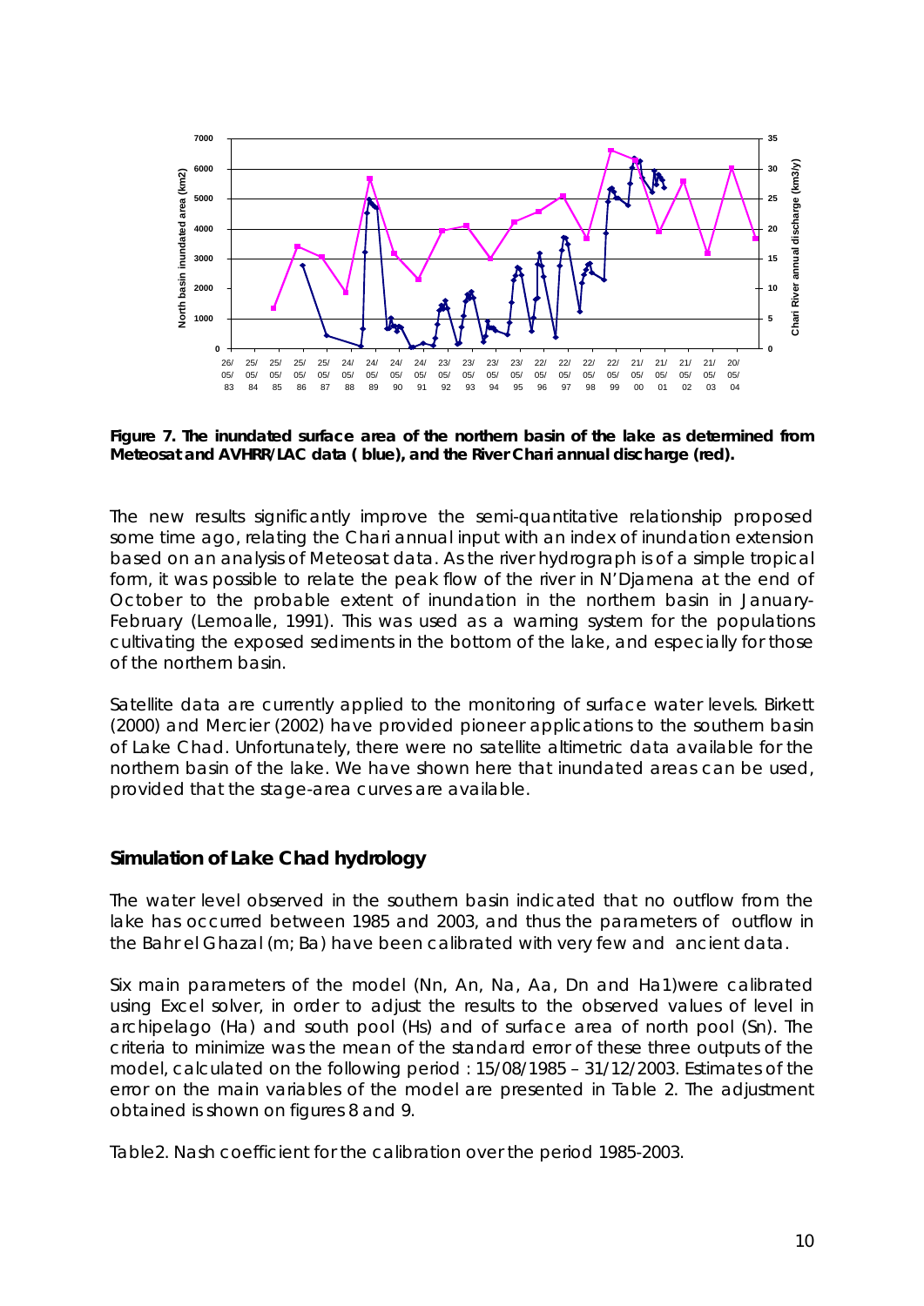**Figure 7. The inundated surface area of the northern basin of the lake as determined from Meteosat and AVHRR/LAC data ( blue), and the River Chari annual discharge (red).**

The new results significantly improve the semi-quantitative relationship proposed some time ago, relating the Chari annual input with an index of inundation extension based on an analysis of Meteosat data. As the river hydrograph is of a simple tropical form, it was possible to relate the peak flow of the river in N'Djamena at the end of October to the probable extent of inundation in the northern basin in January-February (Lemoalle, 1991). This was used as a warning system for the populations cultivating the exposed sediments in the bottom of the lake, and especially for those of the northern basin.

Satellite data are currently applied to the monitoring of surface water levels. Birkett (2000) and Mercier (2002) have provided pioneer applications to the southern basin of Lake Chad. Unfortunately, there were no satellite altimetric data available for the northern basin of the lake. We have shown here that inundated areas can be used, provided that the stage-area curves are available.

## Simulation of Lake Chad hydrology

The water level observed in the southern basin indicated that no outflow from the lake has occurred between 1985 and 2003, and thus the parameters of outflow in the Bahr el Ghazal (m; Ba) have been calibrated with very few and ancient data.

Six main parameters of the model (Nn, An, Na, Aa, Dn and Ha1)were calibrated using Excel solver, in order to adjust the results to the observed values of level in archipelago (Ha) and south pool (Hs) and of surface area of north pool (Sn). The criteria to minimize was the mean of the standard error of these three outputs of the model, calculated on the following period : 15/08/1985 – 31/12/2003. Estimates of the error on the main variables of the model are presented in Table 2. The adjustment obtained is shown on figures 8 and 9.

Table2. Nash coefficient for the calibration over the period 1985-2003.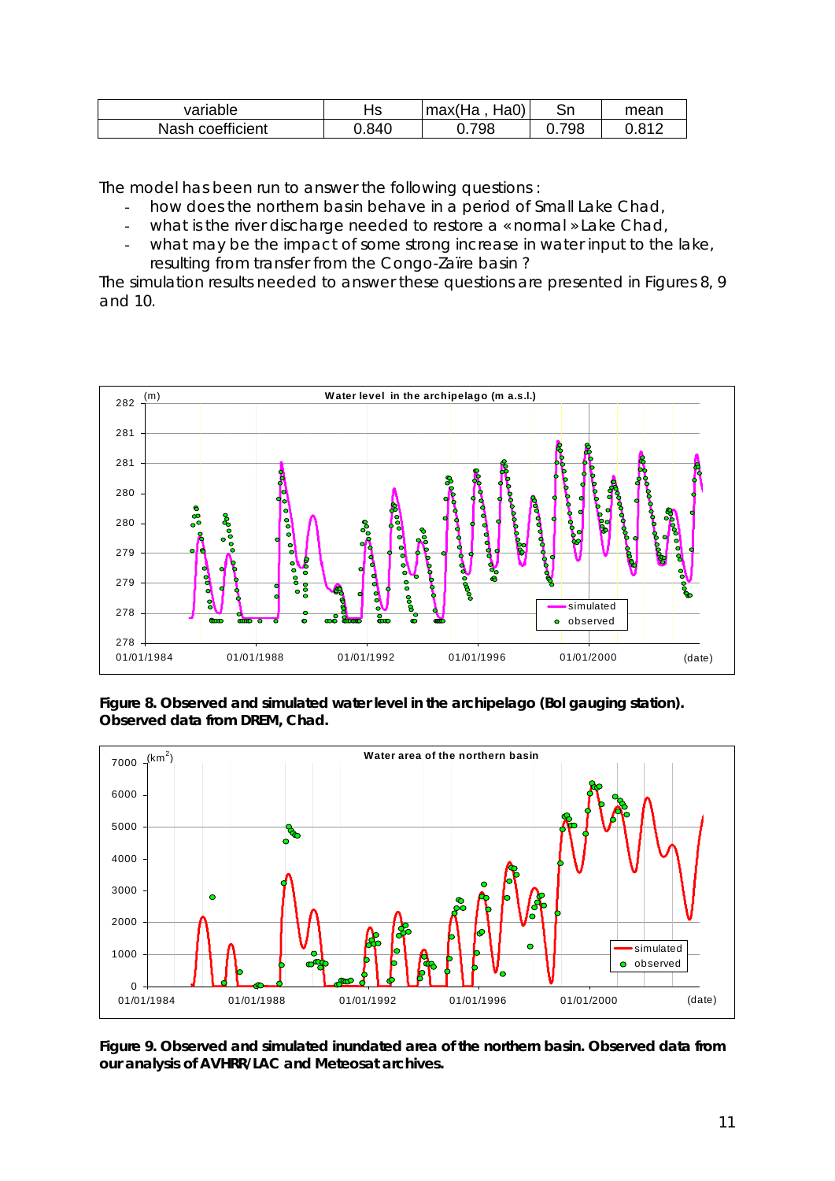| variable | Hs | max(Ha , Ha0) | Sn | mean |
|---|---|---|---|---|
| Nash coefficient | 0.840 | 0.798 | 0.798 | 0.812 |

The model has been run to answer the following questions :

- how does the northern basin behave in a period of Small Lake Chad,
- what is the river discharge needed to restore a « normal » Lake Chad,
- what may be the impact of some strong increase in water input to the lake, resulting from transfer from the Congo-Zaïre basin ?

The simulation results needed to answer these questions are presented in Figures 8, 9 and 10.

**Figure 8. Observed and simulated water level in the archipelago (Bol gauging station). Observed data from DREM, Chad.**

**Figure 9. Observed and simulated inundated area of the northern basin. Observed data from our analysis of AVHRR/LAC and Meteosat archives.**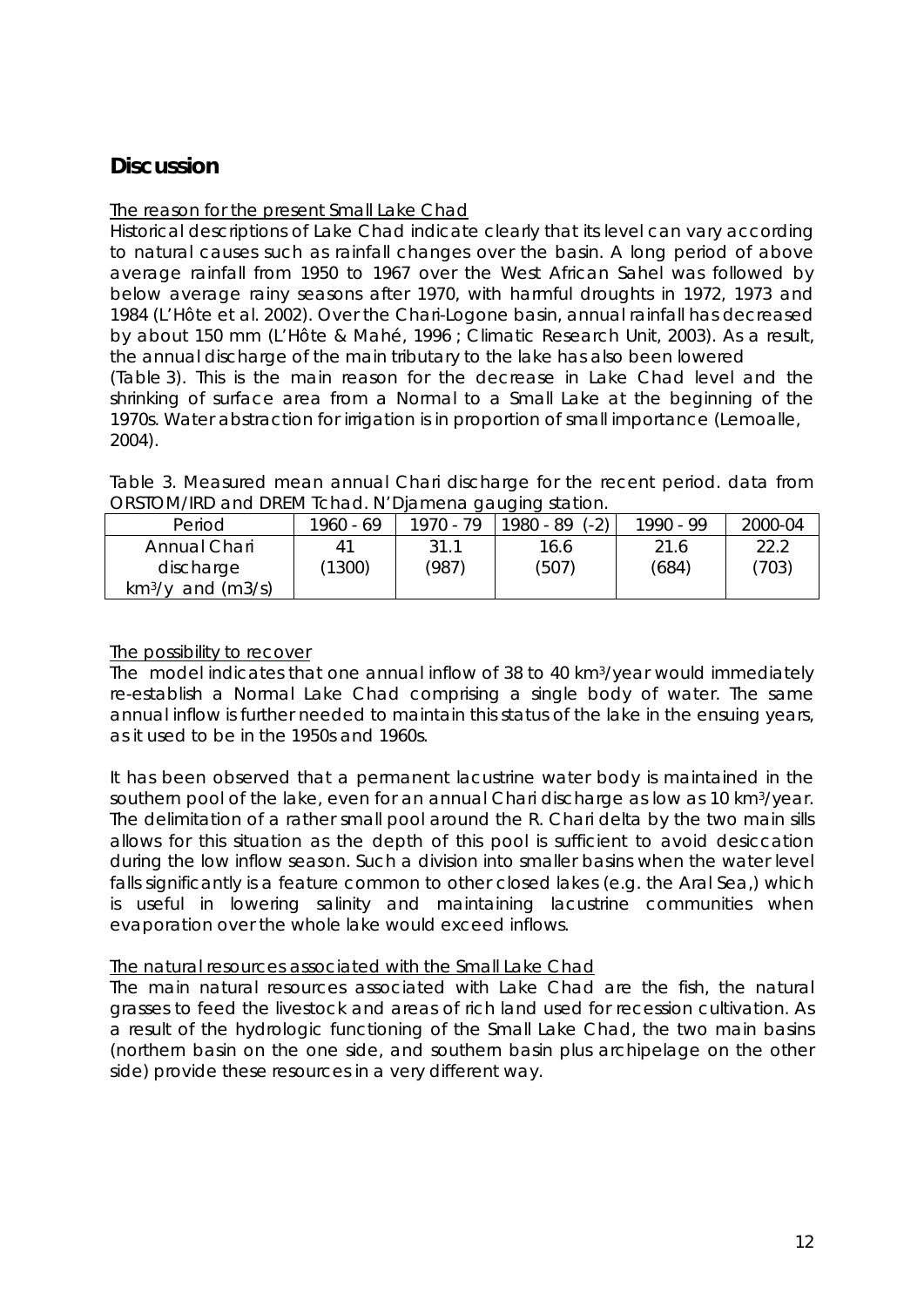# Discussion

The reason for the present Small Lake Chad

Historical descriptions of Lake Chad indicate clearly that its level can vary according to natural causes such as rainfall changes over the basin. A long period of above average rainfall from 1950 to 1967 over the West African Sahel was followed by below average rainy seasons after 1970, with harmful droughts in 1972, 1973 and 1984 (L'Hôte et al. 2002). Over the Chari-Logone basin, annual rainfall has decreased by about 150 mm (L'Hôte & Mahé, 1996 ; Climatic Research Unit, 2003). As a result, the annual discharge of the main tributary to the lake has also been lowered (Table 3). This is the main reason for the decrease in Lake Chad level and the shrinking of surface area from a Normal to a Small Lake at the beginning of the 1970s. Water abstraction for irrigation is in proportion of small importance (Lemoalle, 2004).

Table 3. Measured mean annual Chari discharge for the recent period. data from ORSTOM/IRD and DREM Tchad. N'Djamena gauging station.

| Period | 1960 - 69 | 1970 - 79 | 1980 - 89 (-2) | 1990 - 99 | 2000-04 |
|---|---|---|---|---|---|
| Annual Chari discharge $km^3/y$ and ($m3/s$) | 41 (1300) | 31.1 (987) | 16.6 (507) | 21.6 (684) | 22.2 (703) |

The possibility to recover

The model indicates that one annual inflow of 38 to 40 $km^3$/year would immediately re-establish a Normal Lake Chad comprising a single body of water. The same annual inflow is further needed to maintain this status of the lake in the ensuing years, as it used to be in the 1950s and 1960s.

It has been observed that a permanent lacustrine water body is maintained in the southern pool of the lake, even for an annual Chari discharge as low as 10 $km^3$/year. The delimitation of a rather small pool around the R. Chari delta by the two main sills allows for this situation as the depth of this pool is sufficient to avoid desiccation during the low inflow season. Such a division into smaller basins when the water level falls significantly is a feature common to other closed lakes (e.g. the Aral Sea,) which is useful in lowering salinity and maintaining lacustrine communities when evaporation over the whole lake would exceed inflows.

The natural resources associated with the Small Lake Chad

The main natural resources associated with Lake Chad are the fish, the natural grasses to feed the livestock and areas of rich land used for recession cultivation. As a result of the hydrologic functioning of the Small Lake Chad, the two main basins (northern basin on the one side, and southern basin plus archipelage on the other side) provide these resources in a very different way.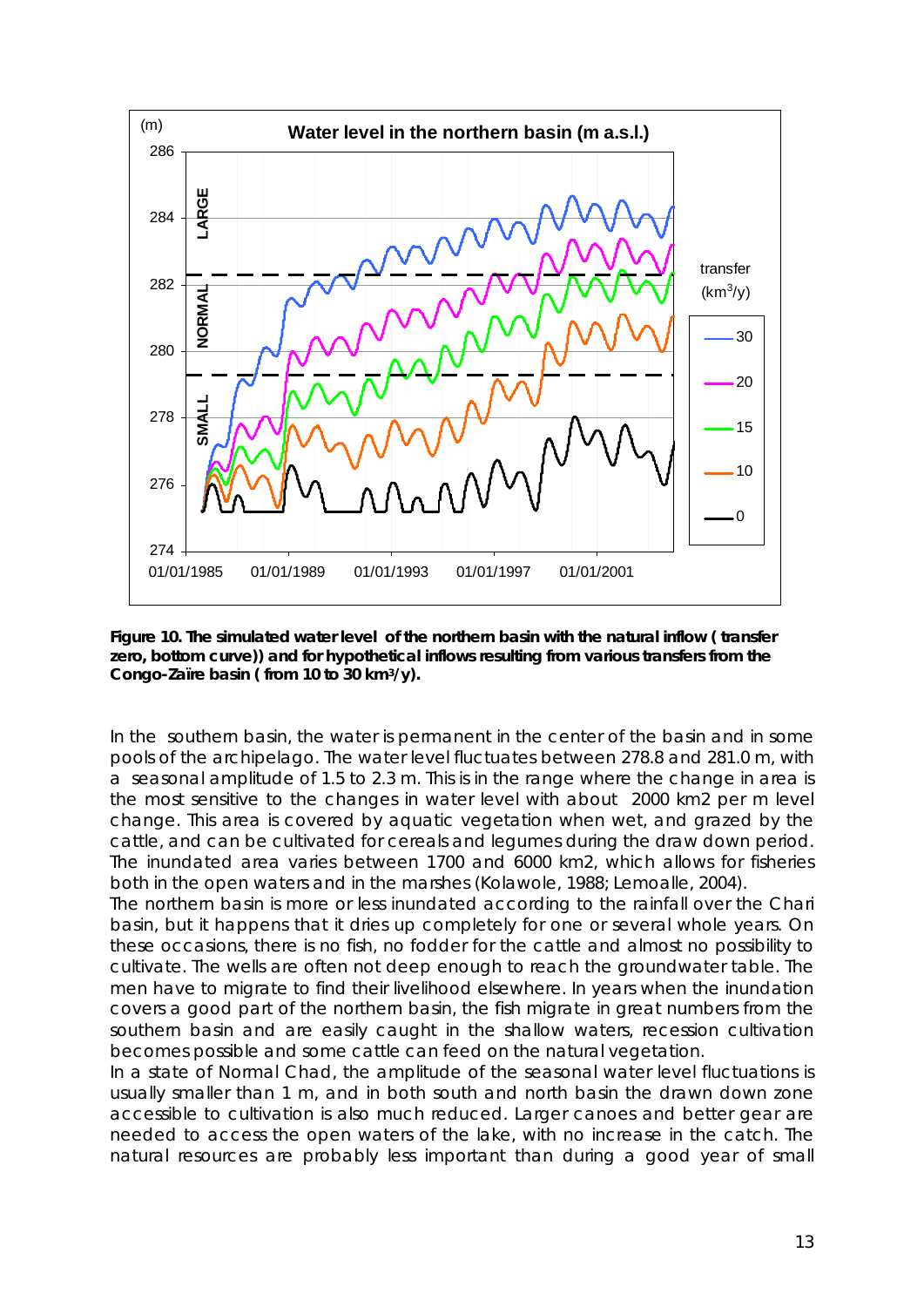**Figure 10. The simulated water level of the northern basin with the natural inflow ( transfer zero, bottom curve)) and for hypothetical inflows resulting from various transfers from the Congo-Zaïre basin ( from 10 to 30 km³/y).**

In the southern basin, the water is permanent in the center of the basin and in some pools of the archipelago. The water level fluctuates between 278.8 and 281.0 m, with a seasonal amplitude of 1.5 to 2.3 m. This is in the range where the change in area is the most sensitive to the changes in water level with about 2000 km2 per m level change. This area is covered by aquatic vegetation when wet, and grazed by the cattle, and can be cultivated for cereals and legumes during the draw down period. The inundated area varies between 1700 and 6000 km2, which allows for fisheries both in the open waters and in the marshes (Kolawole, 1988; Lemoalle, 2004).

The northern basin is more or less inundated according to the rainfall over the Chari basin, but it happens that it dries up completely for one or several whole years. On these occasions, there is no fish, no fodder for the cattle and almost no possibility to cultivate. The wells are often not deep enough to reach the groundwater table. The men have to migrate to find their livelihood elsewhere. In years when the inundation covers a good part of the northern basin, the fish migrate in great numbers from the southern basin and are easily caught in the shallow waters, recession cultivation becomes possible and some cattle can feed on the natural vegetation.

In a state of Normal Chad, the amplitude of the seasonal water level fluctuations is usually smaller than 1 m, and in both south and north basin the drawn down zone accessible to cultivation is also much reduced. Larger canoes and better gear are needed to access the open waters of the lake, with no increase in the catch. The natural resources are probably less important than during a good year of small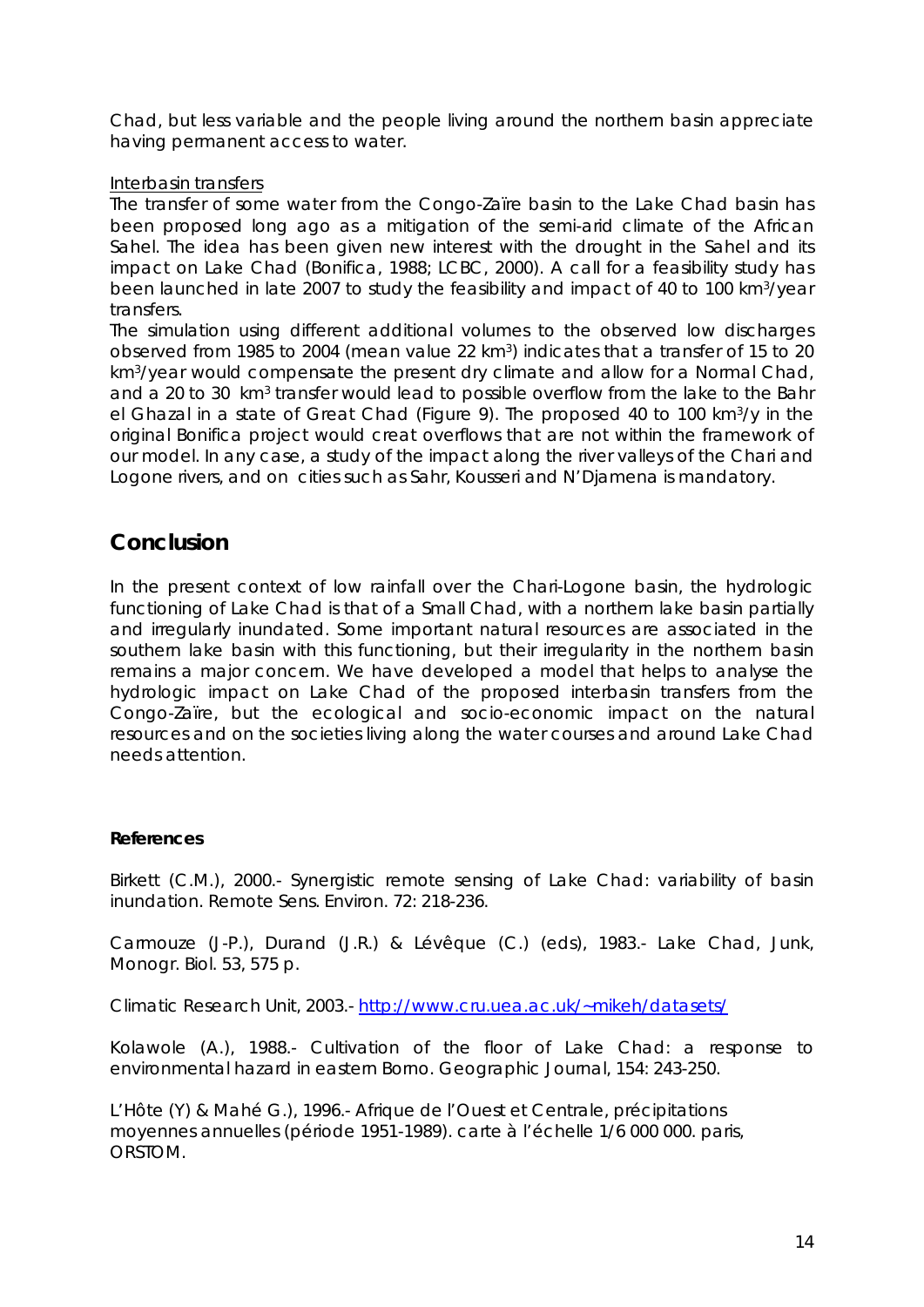Chad, but less variable and the people living around the northern basin appreciate having permanent access to water.

<u>Interbasin transfers</u>

The transfer of some water from the Congo-Zaïre basin to the Lake Chad basin has been proposed long ago as a mitigation of the semi-arid climate of the African Sahel. The idea has been given new interest with the drought in the Sahel and its impact on Lake Chad (Bonifica, 1988; LCBC, 2000). A call for a feasibility study has been launched in late 2007 to study the feasibility and impact of 40 to 100 km$^3$/year transfers.

The simulation using different additional volumes to the observed low discharges observed from 1985 to 2004 (mean value 22 km$^3$) indicates that a transfer of 15 to 20 km$^3$/year would compensate the present dry climate and allow for a Normal Chad, and a 20 to 30 km$^3$ transfer would lead to possible overflow from the lake to the Bahr el Ghazal in a state of Great Chad (Figure 9). The proposed 40 to 100 km$^3$/y in the original Bonifica project would creat overflows that are not within the framework of our model. In any case, a study of the impact along the river valleys of the Chari and Logone rivers, and on cities such as Sahr, Kousseri and N'Djamena is mandatory.

## Conclusion

In the present context of low rainfall over the Chari-Logone basin, the hydrologic functioning of Lake Chad is that of a Small Chad, with a northern lake basin partially and irregularly inundated. Some important natural resources are associated in the southern lake basin with this functioning, but their irregularity in the northern basin remains a major concern. We have developed a model that helps to analyse the hydrologic impact on Lake Chad of the proposed interbasin transfers from the Congo-Zaïre, but the ecological and socio-economic impact on the natural resources and on the societies living along the water courses and around Lake Chad needs attention.

**References**

Birkett (C.M.), 2000.- Synergistic remote sensing of Lake Chad: variability of basin inundation. Remote Sens. Environ. 72: 218-236.

Carmouze (J-P.), Durand (J.R.) & Lévêque (C.) (eds), 1983.- Lake Chad, Junk, Monogr. Biol. 53, 575 p.

Climatic Research Unit, 2003.- http://www.cru.uea.ac.uk/~mikeh/datasets/

Kolawole (A.), 1988.- Cultivation of the floor of Lake Chad: a response to environmental hazard in eastern Borno. Geographic Journal, 154: 243-250.

L'Hôte (Y) & Mahé G.), 1996.- Afrique de l'Ouest et Centrale, précipitations moyennes annuelles (période 1951-1989). carte à l'échelle 1/6 000 000. paris, ORSTOM.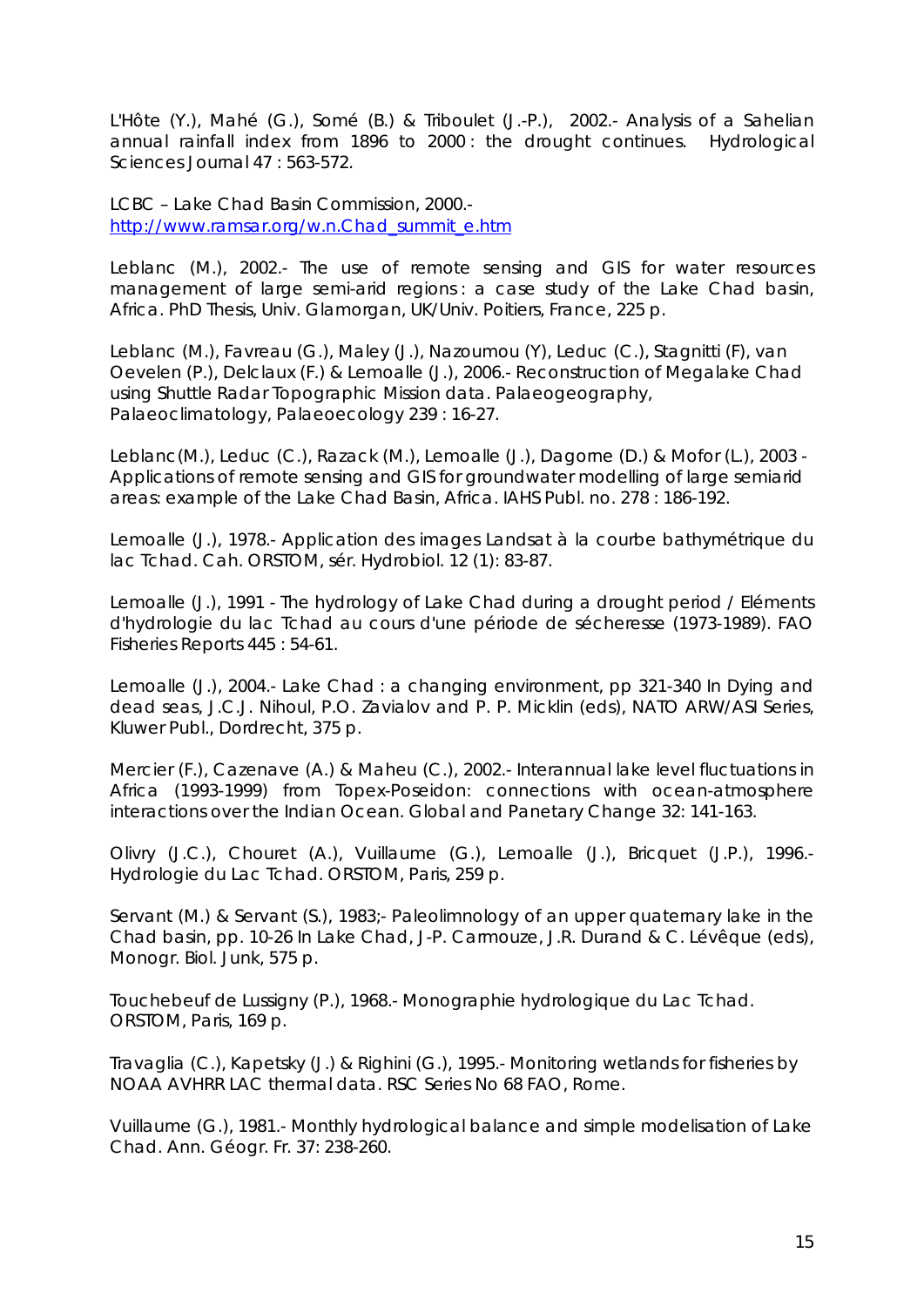L'Hôte (Y.), Mahé (G.), Somé (B.) & Triboulet (J.-P.), 2002.- Analysis of a Sahelian annual rainfall index from 1896 to 2000 : the drought continues. Hydrological Sciences Journal 47 : 563-572.

LCBC – Lake Chad Basin Commission, 2000.- [http://www.ramsar.org/w.n.Chad_summit_e.htm](http://www.ramsar.org/w.n.Chad_summit_e.htm)

Leblanc (M.), 2002.- The use of remote sensing and GIS for water resources management of large semi-arid regions : a case study of the Lake Chad basin, Africa. PhD Thesis, Univ. Glamorgan, UK/Univ. Poitiers, France, 225 p.

Leblanc (M.), Favreau (G.), Maley (J.), Nazoumou (Y), Leduc (C.), Stagnitti (F), van Oevelen (P.), Delclaux (F.) & Lemoalle (J.), 2006.- Reconstruction of Megalake Chad using Shuttle Radar Topographic Mission data. Palaeogeography, Palaeoclimatology, Palaeoecology 239 : 16-27.

Leblanc(M.), Leduc (C.), Razack (M.), Lemoalle (J.), Dagorne (D.) & Mofor (L.), 2003 - Applications of remote sensing and GIS for groundwater modelling of large semiarid areas: example of the Lake Chad Basin, Africa. IAHS Publ. no. 278 : 186-192.

Lemoalle (J.), 1978.- Application des images Landsat à la courbe bathymétrique du lac Tchad. Cah. ORSTOM, sér. Hydrobiol. 12 (1): 83-87.

Lemoalle (J.), 1991 - The hydrology of Lake Chad during a drought period / Eléments d'hydrologie du lac Tchad au cours d'une période de sécheresse (1973-1989). FAO Fisheries Reports 445 : 54-61.

Lemoalle (J.), 2004.- Lake Chad : a changing environment, pp 321-340 In Dying and dead seas, J.C.J. Nihoul, P.O. Zavialov and P. P. Micklin (eds), NATO ARW/ASI Series, Kluwer Publ., Dordrecht, 375 p.

Mercier (F.), Cazenave (A.) & Maheu (C.), 2002.- Interannual lake level fluctuations in Africa (1993-1999) from Topex-Poseidon: connections with ocean-atmosphere interactions over the Indian Ocean. Global and Panetary Change 32: 141-163.

Olivry (J.C.), Chouret (A.), Vuillaume (G.), Lemoalle (J.), Bricquet (J.P.), 1996.- Hydrologie du Lac Tchad. ORSTOM, Paris, 259 p.

Servant (M.) & Servant (S.), 1983;- Paleolimnology of an upper quaternary lake in the Chad basin, pp. 10-26 In Lake Chad, J-P. Carmouze, J.R. Durand & C. Lévêque (eds), Monogr. Biol. Junk, 575 p.

Touchebeuf de Lussigny (P.), 1968.- Monographie hydrologique du Lac Tchad. ORSTOM, Paris, 169 p.

Travaglia (C.), Kapetsky (J.) & Righini (G.), 1995.- Monitoring wetlands for fisheries by NOAA AVHRR LAC thermal data. RSC Series No 68 FAO, Rome.

Vuillaume (G.), 1981.- Monthly hydrological balance and simple modelisation of Lake Chad. Ann. Géogr. Fr. 37: 238-260.